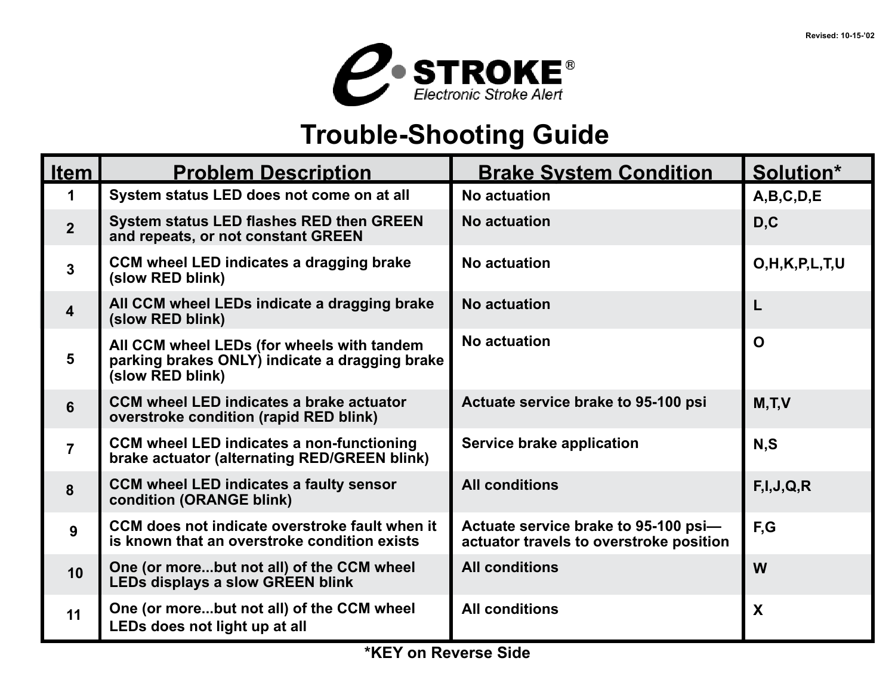Revised: 10-15-'02

# e STROKE®

*Electronic Stroke Alert*

## Trouble-Shooting Guide

| Item | Problem Description | Brake System Condition | Solution* |
|---|---|---|---|
| 1 | System status LED does not come on at all | No actuation | A,B,C,D,E |
| 2 | System status LED flashes RED then GREEN and repeats, or not constant GREEN | No actuation | D,C |
| 3 | CCM wheel LED indicates a dragging brake (slow RED blink) | No actuation | O,H,K,P,L,T,U |
| 4 | All CCM wheel LEDs indicate a dragging brake (slow RED blink) | No actuation | L |
| 5 | All CCM wheel LEDs (for wheels with tandem parking brakes ONLY) indicate a dragging brake (slow RED blink) | No actuation | O |
| 6 | CCM wheel LED indicates a brake actuator overstroke condition (rapid RED blink) | Actuate service brake to 95-100 psi | M,T,V |
| 7 | CCM wheel LED indicates a non-functioning brake actuator (alternating RED/GREEN blink) | Service brake application | N,S |
| 8 | CCM wheel LED indicates a faulty sensor condition (ORANGE blink) | All conditions | F,I,J,Q,R |
| 9 | CCM does not indicate overstroke fault when it is known that an overstroke condition exists | Actuate service brake to 95-100 psi—actuator travels to overstroke position | F,G |
| 10 | One (or more...but not all) of the CCM wheel LEDs displays a slow GREEN blink | All conditions | W |
| 11 | One (or more...but not all) of the CCM wheel LEDs does not light up at all | All conditions | X |

**\*KEY on Reverse Side**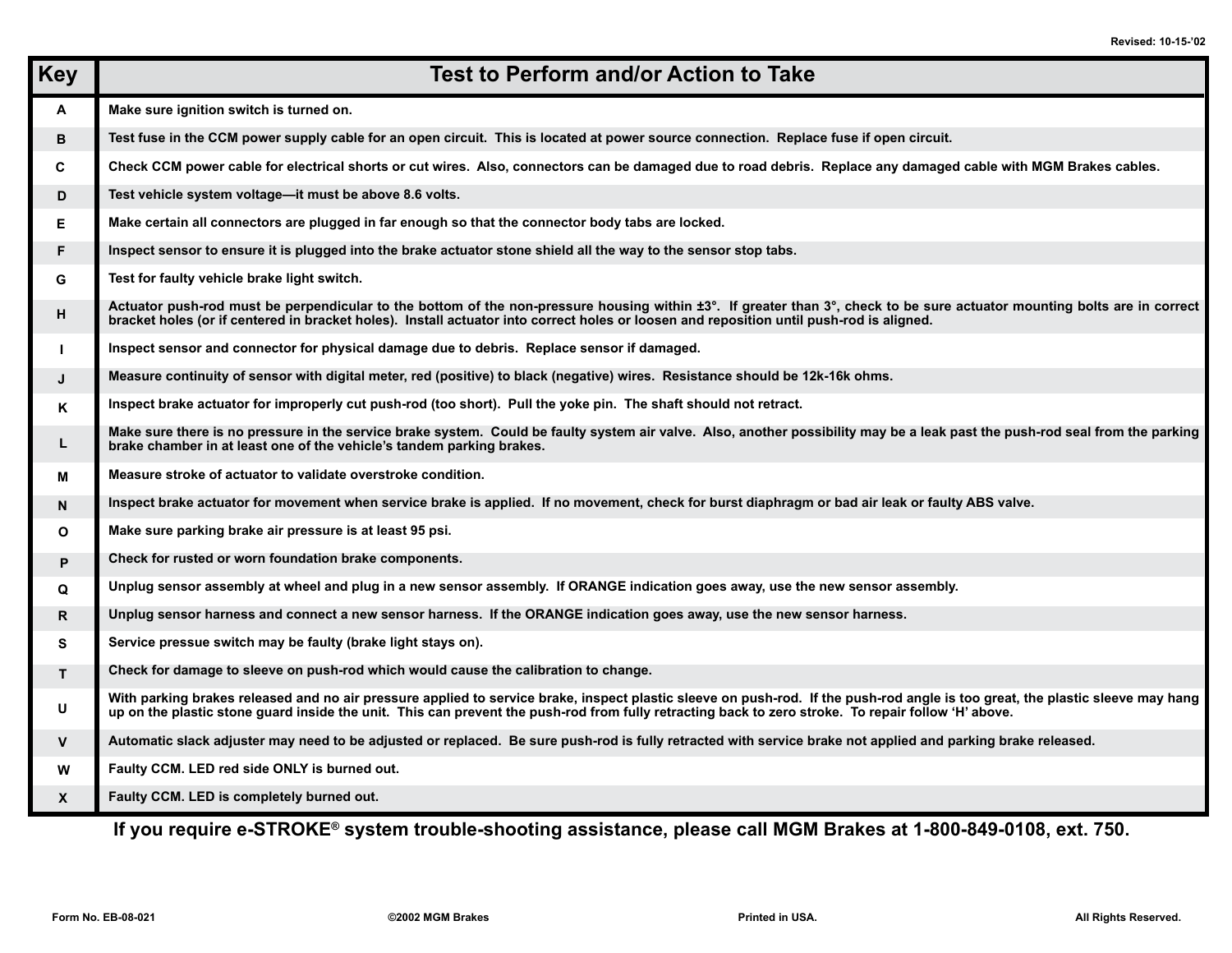Revised: 10-15-'02

| Key | Test to Perform and/or Action to Take |
|---|---|
| A | Make sure ignition switch is turned on. |
| B | Test fuse in the CCM power supply cable for an open circuit. This is located at power source connection. Replace fuse if open circuit. |
| C | Check CCM power cable for electrical shorts or cut wires. Also, connectors can be damaged due to road debris. Replace any damaged cable with MGM Brakes cables. |
| D | Test vehicle system voltage—it must be above 8.6 volts. |
| E | Make certain all connectors are plugged in far enough so that the connector body tabs are locked. |
| F | Inspect sensor to ensure it is plugged into the brake actuator stone shield all the way to the sensor stop tabs. |
| G | Test for faulty vehicle brake light switch. |
| H | Actuator push-rod must be perpendicular to the bottom of the non-pressure housing within ±3°. If greater than 3°, check to be sure actuator mounting bolts are in correct bracket holes (or if centered in bracket holes). Install actuator into correct holes or loosen and reposition until push-rod is aligned. |
| I | Inspect sensor and connector for physical damage due to debris. Replace sensor if damaged. |
| J | Measure continuity of sensor with digital meter, red (positive) to black (negative) wires. Resistance should be 12k-16k ohms. |
| K | Inspect brake actuator for improperly cut push-rod (too short). Pull the yoke pin. The shaft should not retract. |
| L | Make sure there is no pressure in the service brake system. Could be faulty system air valve. Also, another possibility may be a leak past the push-rod seal from the parking brake chamber in at least one of the vehicle's tandem parking brakes. |
| M | Measure stroke of actuator to validate overstroke condition. |
| N | Inspect brake actuator for movement when service brake is applied. If no movement, check for burst diaphragm or bad air leak or faulty ABS valve. |
| O | Make sure parking brake air pressure is at least 95 psi. |
| P | Check for rusted or worn foundation brake components. |
| Q | Unplug sensor assembly at wheel and plug in a new sensor assembly. If ORANGE indication goes away, use the new sensor assembly. |
| R | Unplug sensor harness and connect a new sensor harness. If the ORANGE indication goes away, use the new sensor harness. |
| S | Service pressue switch may be faulty (brake light stays on). |
| T | Check for damage to sleeve on push-rod which would cause the calibration to change. |
| U | With parking brakes released and no air pressure applied to service brake, inspect plastic sleeve on push-rod. If the push-rod angle is too great, the plastic sleeve may hang up on the plastic stone guard inside the unit. This can prevent the push-rod from fully retracting back to zero stroke. To repair follow 'H' above. |
| V | Automatic slack adjuster may need to be adjusted or replaced. Be sure push-rod is fully retracted with service brake not applied and parking brake released. |
| W | Faulty CCM. LED red side ONLY is burned out. |
| X | Faulty CCM. LED is completely burned out. |

**If you require e-STROKE® system trouble-shooting assistance, please call MGM Brakes at 1-800-849-0108, ext. 750.**

Form No. EB-08-021 ©2002 MGM Brakes Printed in USA. All Rights Reserved.